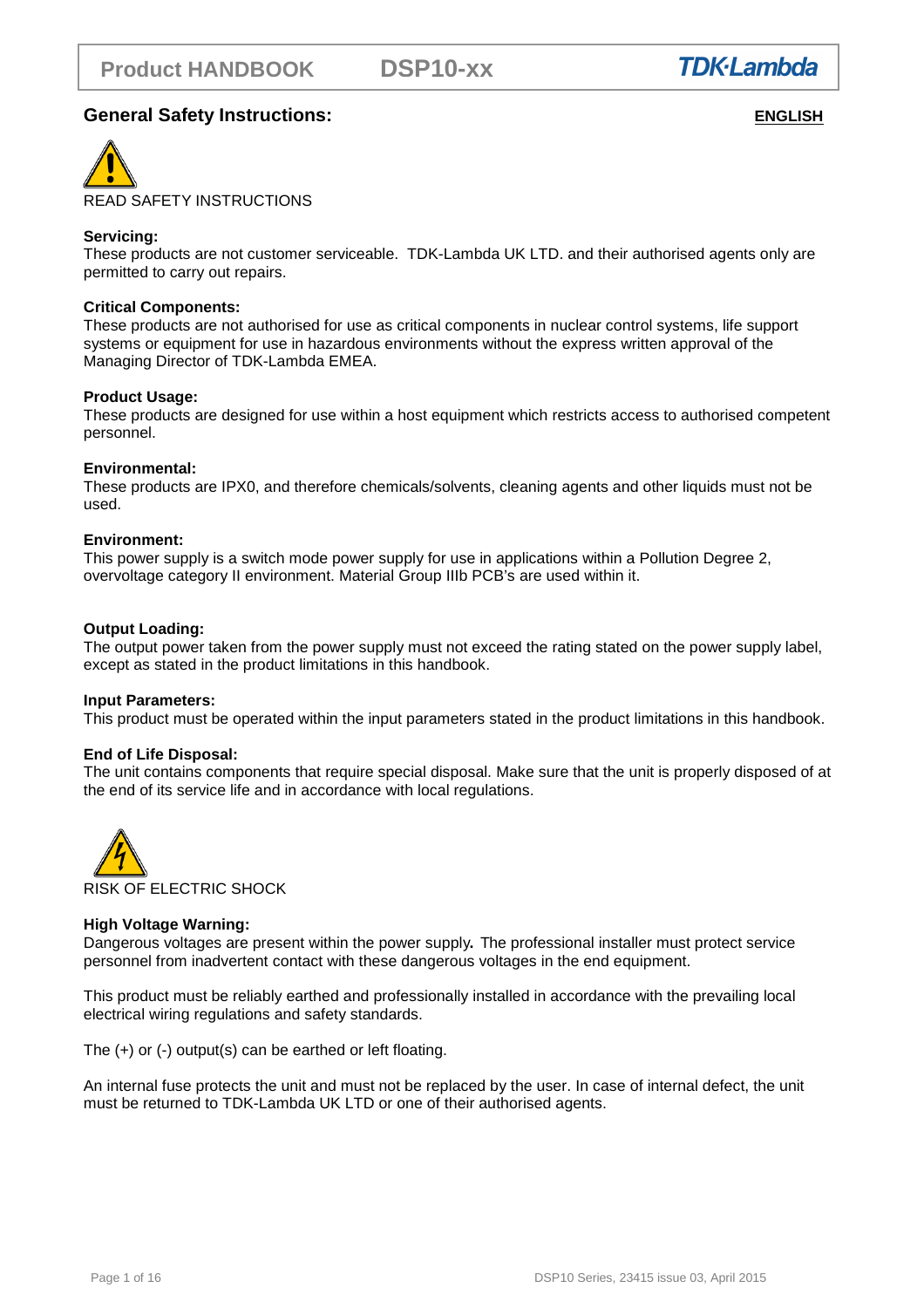## General Safety Instructions:

**ENGLISH**

READ SAFETY INSTRUCTIONS

**Servicing:**
These products are not customer serviceable. TDK-Lambda UK LTD. and their authorised agents only are permitted to carry out repairs.

**Critical Components:**
These products are not authorised for use as critical components in nuclear control systems, life support systems or equipment for use in hazardous environments without the express written approval of the Managing Director of TDK-Lambda EMEA.

**Product Usage:**
These products are designed for use within a host equipment which restricts access to authorised competent personnel.

**Environmental:**
These products are IPX0, and therefore chemicals/solvents, cleaning agents and other liquids must not be used.

**Environment:**
This power supply is a switch mode power supply for use in applications within a Pollution Degree 2, overvoltage category II environment. Material Group IIIb PCB's are used within it.

**Output Loading:**
The output power taken from the power supply must not exceed the rating stated on the power supply label, except as stated in the product limitations in this handbook.

**Input Parameters:**
This product must be operated within the input parameters stated in the product limitations in this handbook.

**End of Life Disposal:**
The unit contains components that require special disposal. Make sure that the unit is properly disposed of at the end of its service life and in accordance with local regulations.

RISK OF ELECTRIC SHOCK

**High Voltage Warning:**
Dangerous voltages are present within the power supply**.** The professional installer must protect service personnel from inadvertent contact with these dangerous voltages in the end equipment.

This product must be reliably earthed and professionally installed in accordance with the prevailing local electrical wiring regulations and safety standards.

The (+) or (-) output(s) can be earthed or left floating.

An internal fuse protects the unit and must not be replaced by the user. In case of internal defect, the unit must be returned to TDK-Lambda UK LTD or one of their authorised agents.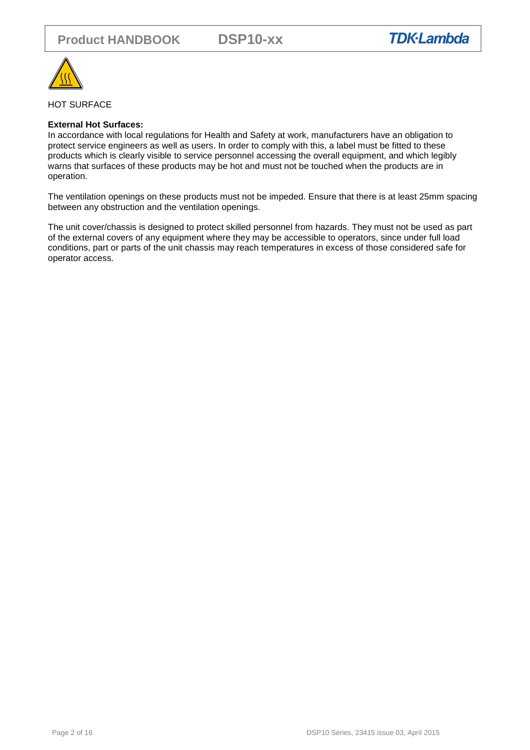HOT SURFACE

**External Hot Surfaces:**
In accordance with local regulations for Health and Safety at work, manufacturers have an obligation to protect service engineers as well as users. In order to comply with this, a label must be fitted to these products which is clearly visible to service personnel accessing the overall equipment, and which legibly warns that surfaces of these products may be hot and must not be touched when the products are in operation.

The ventilation openings on these products must not be impeded. Ensure that there is at least 25mm spacing between any obstruction and the ventilation openings.

The unit cover/chassis is designed to protect skilled personnel from hazards. They must not be used as part of the external covers of any equipment where they may be accessible to operators, since under full load conditions, part or parts of the unit chassis may reach temperatures in excess of those considered safe for operator access.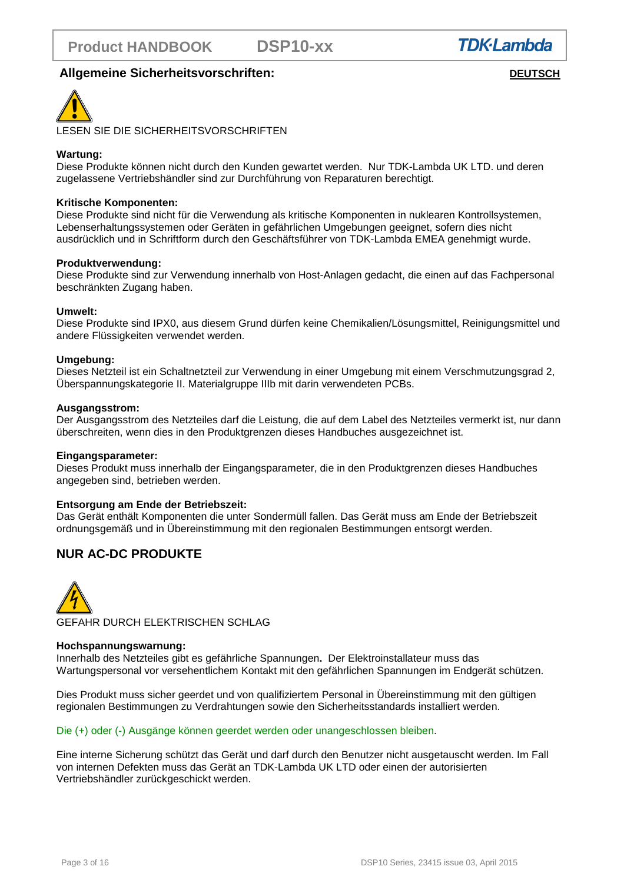## Allgemeine Sicherheitsvorschriften:

**DEUTSCH**

LESEN SIE DIE SICHERHEITSVORSCHRIFTEN

**Wartung:**
Diese Produkte können nicht durch den Kunden gewartet werden. Nur TDK-Lambda UK LTD. und deren zugelassene Vertriebshändler sind zur Durchführung von Reparaturen berechtigt.

**Kritische Komponenten:**
Diese Produkte sind nicht für die Verwendung als kritische Komponenten in nuklearen Kontrollsystemen, Lebenserhaltungssystemen oder Geräten in gefährlichen Umgebungen geeignet, sofern dies nicht ausdrücklich und in Schriftform durch den Geschäftsführer von TDK-Lambda EMEA genehmigt wurde.

**Produktverwendung:**
Diese Produkte sind zur Verwendung innerhalb von Host-Anlagen gedacht, die einen auf das Fachpersonal beschränkten Zugang haben.

**Umwelt:**
Diese Produkte sind IPX0, aus diesem Grund dürfen keine Chemikalien/Lösungsmittel, Reinigungsmittel und andere Flüssigkeiten verwendet werden.

**Umgebung:**
Dieses Netzteil ist ein Schaltnetzteil zur Verwendung in einer Umgebung mit einem Verschmutzungsgrad 2, Überspannungskategorie II. Materialgruppe IIIb mit darin verwendeten PCBs.

**Ausgangsstrom:**
Der Ausgangsstrom des Netzteiles darf die Leistung, die auf dem Label des Netzteiles vermerkt ist, nur dann überschreiten, wenn dies in den Produktgrenzen dieses Handbuches ausgezeichnet ist.

**Eingangsparameter:**
Dieses Produkt muss innerhalb der Eingangsparameter, die in den Produktgrenzen dieses Handbuches angegeben sind, betrieben werden.

**Entsorgung am Ende der Betriebszeit:**
Das Gerät enthält Komponenten die unter Sondermüll fallen. Das Gerät muss am Ende der Betriebszeit ordnungsgemäß und in Übereinstimmung mit den regionalen Bestimmungen entsorgt werden.

## NUR AC-DC PRODUKTE

GEFAHR DURCH ELEKTRISCHEN SCHLAG

**Hochspannungswarnung:**
Innerhalb des Netzteiles gibt es gefährliche Spannungen**.** Der Elektroinstallateur muss das Wartungspersonal vor versehentlichem Kontakt mit den gefährlichen Spannungen im Endgerät schützen.

Dies Produkt muss sicher geerdet und von qualifiziertem Personal in Übereinstimmung mit den gültigen regionalen Bestimmungen zu Verdrahtungen sowie den Sicherheitsstandards installiert werden.

Die (+) oder (-) Ausgänge können geerdet werden oder unangeschlossen bleiben.

Eine interne Sicherung schützt das Gerät und darf durch den Benutzer nicht ausgetauscht werden. Im Fall von internen Defekten muss das Gerät an TDK-Lambda UK LTD oder einen der autorisierten Vertriebshändler zurückgeschickt werden.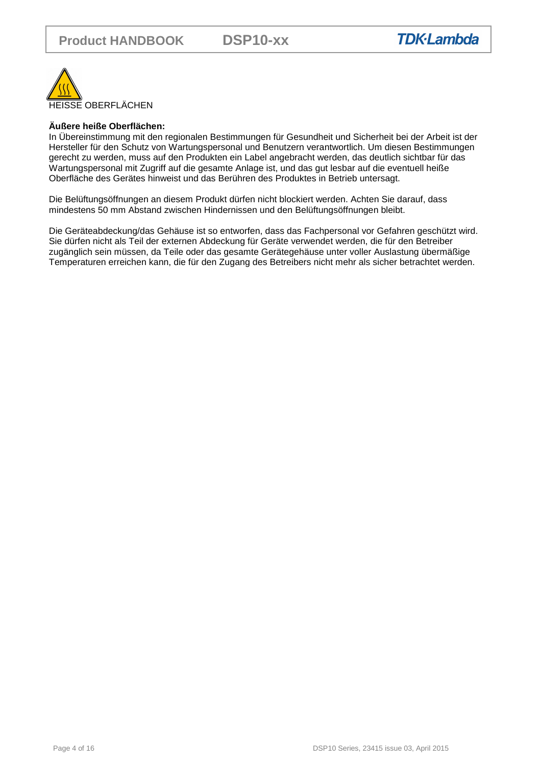HEISSE OBERFLÄCHEN

**Äußere heiße Oberflächen:**
In Übereinstimmung mit den regionalen Bestimmungen für Gesundheit und Sicherheit bei der Arbeit ist der Hersteller für den Schutz von Wartungspersonal und Benutzern verantwortlich. Um diesen Bestimmungen gerecht zu werden, muss auf den Produkten ein Label angebracht werden, das deutlich sichtbar für das Wartungspersonal mit Zugriff auf die gesamte Anlage ist, und das gut lesbar auf die eventuell heiße Oberfläche des Gerätes hinweist und das Berühren des Produktes in Betrieb untersagt.

Die Belüftungsöffnungen an diesem Produkt dürfen nicht blockiert werden. Achten Sie darauf, dass mindestens 50 mm Abstand zwischen Hindernissen und den Belüftungsöffnungen bleibt.

Die Geräteabdeckung/das Gehäuse ist so entworfen, dass das Fachpersonal vor Gefahren geschützt wird. Sie dürfen nicht als Teil der externen Abdeckung für Geräte verwendet werden, die für den Betreiber zugänglich sein müssen, da Teile oder das gesamte Gerätegehäuse unter voller Auslastung übermäßige Temperaturen erreichen kann, die für den Zugang des Betreibers nicht mehr als sicher betrachtet werden.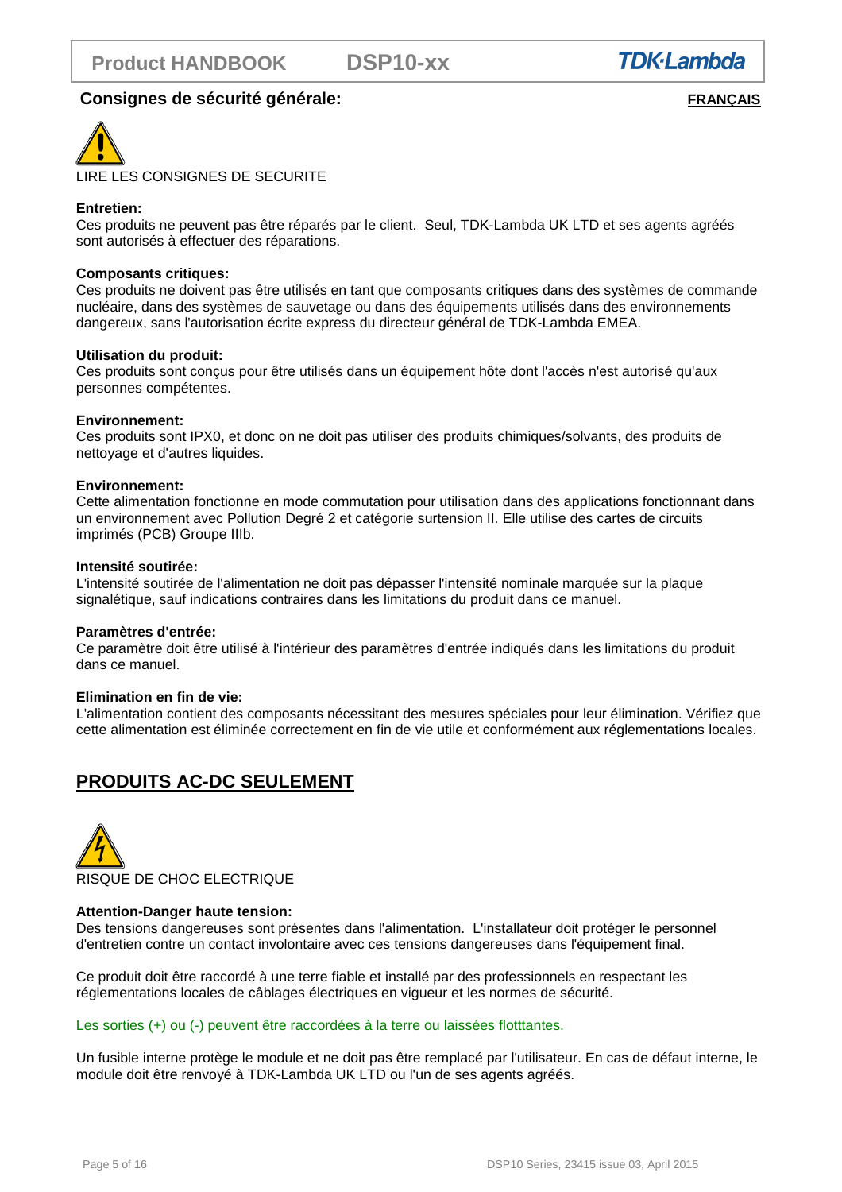## Consignes de sécurité générale:

**FRANÇAIS**

LIRE LES CONSIGNES DE SECURITE

**Entretien:**
Ces produits ne peuvent pas être réparés par le client. Seul, TDK-Lambda UK LTD et ses agents agréés sont autorisés à effectuer des réparations.

**Composants critiques:**
Ces produits ne doivent pas être utilisés en tant que composants critiques dans des systèmes de commande nucléaire, dans des systèmes de sauvetage ou dans des équipements utilisés dans des environnements dangereux, sans l'autorisation écrite express du directeur général de TDK-Lambda EMEA.

**Utilisation du produit:**
Ces produits sont conçus pour être utilisés dans un équipement hôte dont l'accès n'est autorisé qu'aux personnes compétentes.

**Environnement:**
Ces produits sont IPX0, et donc on ne doit pas utiliser des produits chimiques/solvants, des produits de nettoyage et d'autres liquides.

**Environnement:**
Cette alimentation fonctionne en mode commutation pour utilisation dans des applications fonctionnant dans un environnement avec Pollution Degré 2 et catégorie surtension II. Elle utilise des cartes de circuits imprimés (PCB) Groupe IIIb.

**Intensité soutirée:**
L'intensité soutirée de l'alimentation ne doit pas dépasser l'intensité nominale marquée sur la plaque signalétique, sauf indications contraires dans les limitations du produit dans ce manuel.

**Paramètres d'entrée:**
Ce paramètre doit être utilisé à l'intérieur des paramètres d'entrée indiqués dans les limitations du produit dans ce manuel.

**Elimination en fin de vie:**
L'alimentation contient des composants nécessitant des mesures spéciales pour leur élimination. Vérifiez que cette alimentation est éliminée correctement en fin de vie utile et conformément aux réglementations locales.

## PRODUITS AC-DC SEULEMENT

RISQUE DE CHOC ELECTRIQUE

**Attention-Danger haute tension:**
Des tensions dangereuses sont présentes dans l'alimentation. L'installateur doit protéger le personnel d'entretien contre un contact involontaire avec ces tensions dangereuses dans l'équipement final.

Ce produit doit être raccordé à une terre fiable et installé par des professionnels en respectant les réglementations locales de câblages électriques en vigueur et les normes de sécurité.

Les sorties (+) ou (-) peuvent être raccordées à la terre ou laissées flotttantes.

Un fusible interne protège le module et ne doit pas être remplacé par l'utilisateur. En cas de défaut interne, le module doit être renvoyé à TDK-Lambda UK LTD ou l'un de ses agents agréés.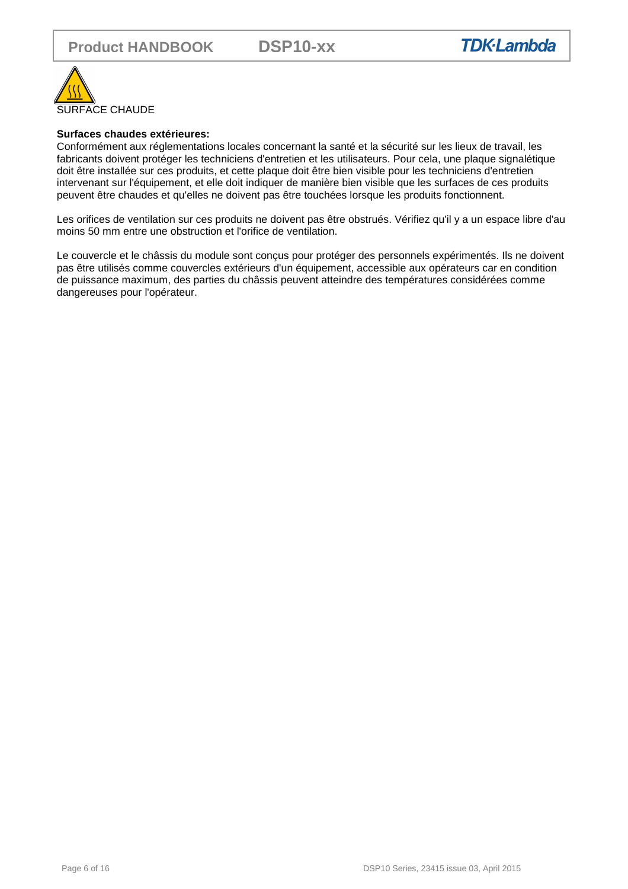SURFACE CHAUDE

**Surfaces chaudes extérieures:**

Conformément aux réglementations locales concernant la santé et la sécurité sur les lieux de travail, les fabricants doivent protéger les techniciens d'entretien et les utilisateurs. Pour cela, une plaque signalétique doit être installée sur ces produits, et cette plaque doit être bien visible pour les techniciens d'entretien intervenant sur l'équipement, et elle doit indiquer de manière bien visible que les surfaces de ces produits peuvent être chaudes et qu'elles ne doivent pas être touchées lorsque les produits fonctionnent.

Les orifices de ventilation sur ces produits ne doivent pas être obstrués. Vérifiez qu'il y a un espace libre d'au moins 50 mm entre une obstruction et l'orifice de ventilation.

Le couvercle et le châssis du module sont conçus pour protéger des personnels expérimentés. Ils ne doivent pas être utilisés comme couvercles extérieurs d'un équipement, accessible aux opérateurs car en condition de puissance maximum, des parties du châssis peuvent atteindre des températures considérées comme dangereuses pour l'opérateur.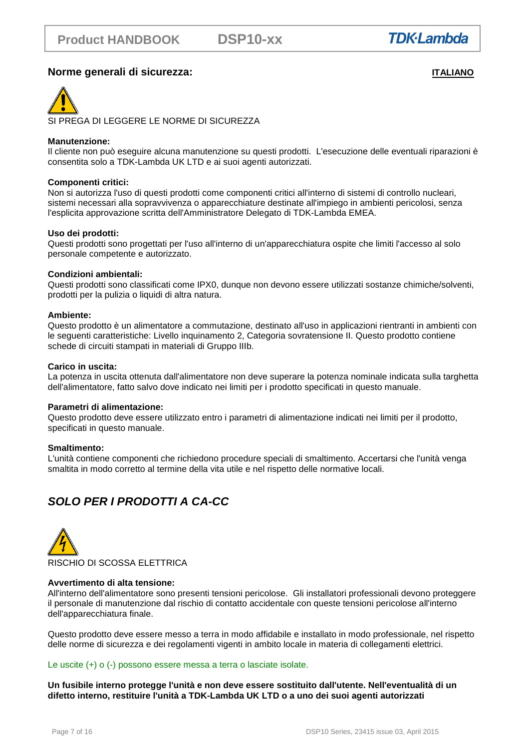## Norme generali di sicurezza:

**ITALIANO**

SI PREGA DI LEGGERE LE NORME DI SICUREZZA

**Manutenzione:**
Il cliente non può eseguire alcuna manutenzione su questi prodotti. L'esecuzione delle eventuali riparazioni è consentita solo a TDK-Lambda UK LTD e ai suoi agenti autorizzati.

**Componenti critici:**
Non si autorizza l'uso di questi prodotti come componenti critici all'interno di sistemi di controllo nucleari, sistemi necessari alla sopravvivenza o apparecchiature destinate all'impiego in ambienti pericolosi, senza l'esplicita approvazione scritta dell'Amministratore Delegato di TDK-Lambda EMEA.

**Uso dei prodotti:**
Questi prodotti sono progettati per l'uso all'interno di un'apparecchiatura ospite che limiti l'accesso al solo personale competente e autorizzato.

**Condizioni ambientali:**
Questi prodotti sono classificati come IPX0, dunque non devono essere utilizzati sostanze chimiche/solventi, prodotti per la pulizia o liquidi di altra natura.

**Ambiente:**
Questo prodotto è un alimentatore a commutazione, destinato all'uso in applicazioni rientranti in ambienti con le seguenti caratteristiche: Livello inquinamento 2, Categoria sovratensione II. Questo prodotto contiene schede di circuiti stampati in materiali di Gruppo IIIb.

**Carico in uscita:**
La potenza in uscita ottenuta dall'alimentatore non deve superare la potenza nominale indicata sulla targhetta dell'alimentatore, fatto salvo dove indicato nei limiti per i prodotto specificati in questo manuale.

**Parametri di alimentazione:**
Questo prodotto deve essere utilizzato entro i parametri di alimentazione indicati nei limiti per il prodotto, specificati in questo manuale.

**Smaltimento:**
L'unità contiene componenti che richiedono procedure speciali di smaltimento. Accertarsi che l'unità venga smaltita in modo corretto al termine della vita utile e nel rispetto delle normative locali.

## *SOLO PER I PRODOTTI A CA-CC*

RISCHIO DI SCOSSA ELETTRICA

**Avvertimento di alta tensione:**
All'interno dell'alimentatore sono presenti tensioni pericolose. Gli installatori professionali devono proteggere il personale di manutenzione dal rischio di contatto accidentale con queste tensioni pericolose all'interno dell'apparecchiatura finale.

Questo prodotto deve essere messo a terra in modo affidabile e installato in modo professionale, nel rispetto delle norme di sicurezza e dei regolamenti vigenti in ambito locale in materia di collegamenti elettrici.

Le uscite (+) o (-) possono essere messa a terra o lasciate isolate.

**Un fusibile interno protegge l'unità e non deve essere sostituito dall'utente. Nell'eventualità di un difetto interno, restituire l'unità a TDK-Lambda UK LTD o a uno dei suoi agenti autorizzati**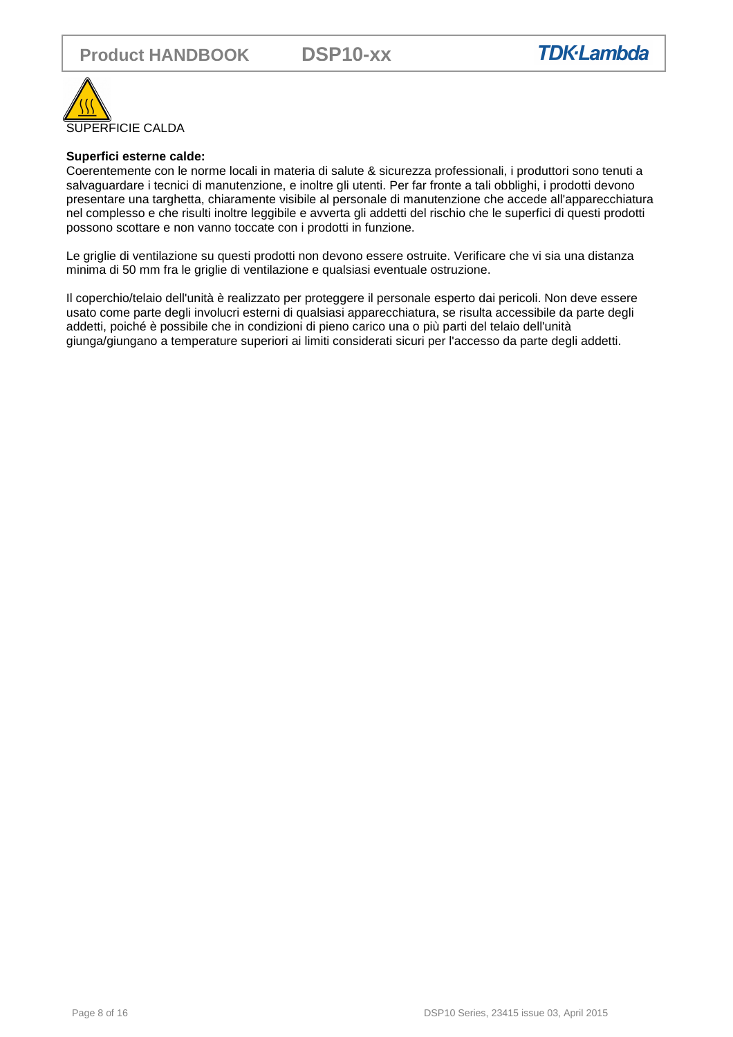SUPERFICIE CALDA

**Superfici esterne calde:**
Coerentemente con le norme locali in materia di salute & sicurezza professionali, i produttori sono tenuti a salvaguardare i tecnici di manutenzione, e inoltre gli utenti. Per far fronte a tali obblighi, i prodotti devono presentare una targhetta, chiaramente visibile al personale di manutenzione che accede all'apparecchiatura nel complesso e che risulti inoltre leggibile e avverta gli addetti del rischio che le superfici di questi prodotti possono scottare e non vanno toccate con i prodotti in funzione.

Le griglie di ventilazione su questi prodotti non devono essere ostruite. Verificare che vi sia una distanza minima di 50 mm fra le griglie di ventilazione e qualsiasi eventuale ostruzione.

Il coperchio/telaio dell'unità è realizzato per proteggere il personale esperto dai pericoli. Non deve essere usato come parte degli involucri esterni di qualsiasi apparecchiatura, se risulta accessibile da parte degli addetti, poiché è possibile che in condizioni di pieno carico una o più parti del telaio dell'unità giunga/giungano a temperature superiori ai limiti considerati sicuri per l'accesso da parte degli addetti.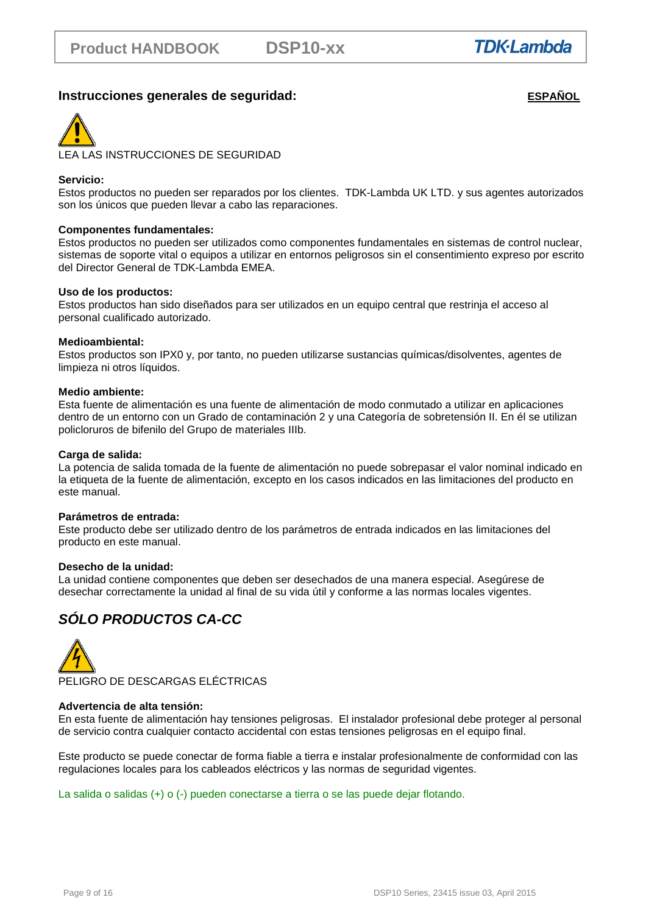## Instrucciones generales de seguridad:

**ESPAÑOL**

LEA LAS INSTRUCCIONES DE SEGURIDAD

**Servicio:**
Estos productos no pueden ser reparados por los clientes. TDK-Lambda UK LTD. y sus agentes autorizados son los únicos que pueden llevar a cabo las reparaciones.

**Componentes fundamentales:**
Estos productos no pueden ser utilizados como componentes fundamentales en sistemas de control nuclear, sistemas de soporte vital o equipos a utilizar en entornos peligrosos sin el consentimiento expreso por escrito del Director General de TDK-Lambda EMEA.

**Uso de los productos:**
Estos productos han sido diseñados para ser utilizados en un equipo central que restrinja el acceso al personal cualificado autorizado.

**Medioambiental:**
Estos productos son IPX0 y, por tanto, no pueden utilizarse sustancias químicas/disolventes, agentes de limpieza ni otros líquidos.

**Medio ambiente:**
Esta fuente de alimentación es una fuente de alimentación de modo conmutado a utilizar en aplicaciones dentro de un entorno con un Grado de contaminación 2 y una Categoría de sobretensión II. En él se utilizan policloruros de bifenilo del Grupo de materiales IIIb.

**Carga de salida:**
La potencia de salida tomada de la fuente de alimentación no puede sobrepasar el valor nominal indicado en la etiqueta de la fuente de alimentación, excepto en los casos indicados en las limitaciones del producto en este manual.

**Parámetros de entrada:**
Este producto debe ser utilizado dentro de los parámetros de entrada indicados en las limitaciones del producto en este manual.

**Desecho de la unidad:**
La unidad contiene componentes que deben ser desechados de una manera especial. Asegúrese de desechar correctamente la unidad al final de su vida útil y conforme a las normas locales vigentes.

## *SÓLO PRODUCTOS CA-CC*

PELIGRO DE DESCARGAS ELÉCTRICAS

**Advertencia de alta tensión:**
En esta fuente de alimentación hay tensiones peligrosas. El instalador profesional debe proteger al personal de servicio contra cualquier contacto accidental con estas tensiones peligrosas en el equipo final.

Este producto se puede conectar de forma fiable a tierra e instalar profesionalmente de conformidad con las regulaciones locales para los cableados eléctricos y las normas de seguridad vigentes.

La salida o salidas (+) o (-) pueden conectarse a tierra o se las puede dejar flotando.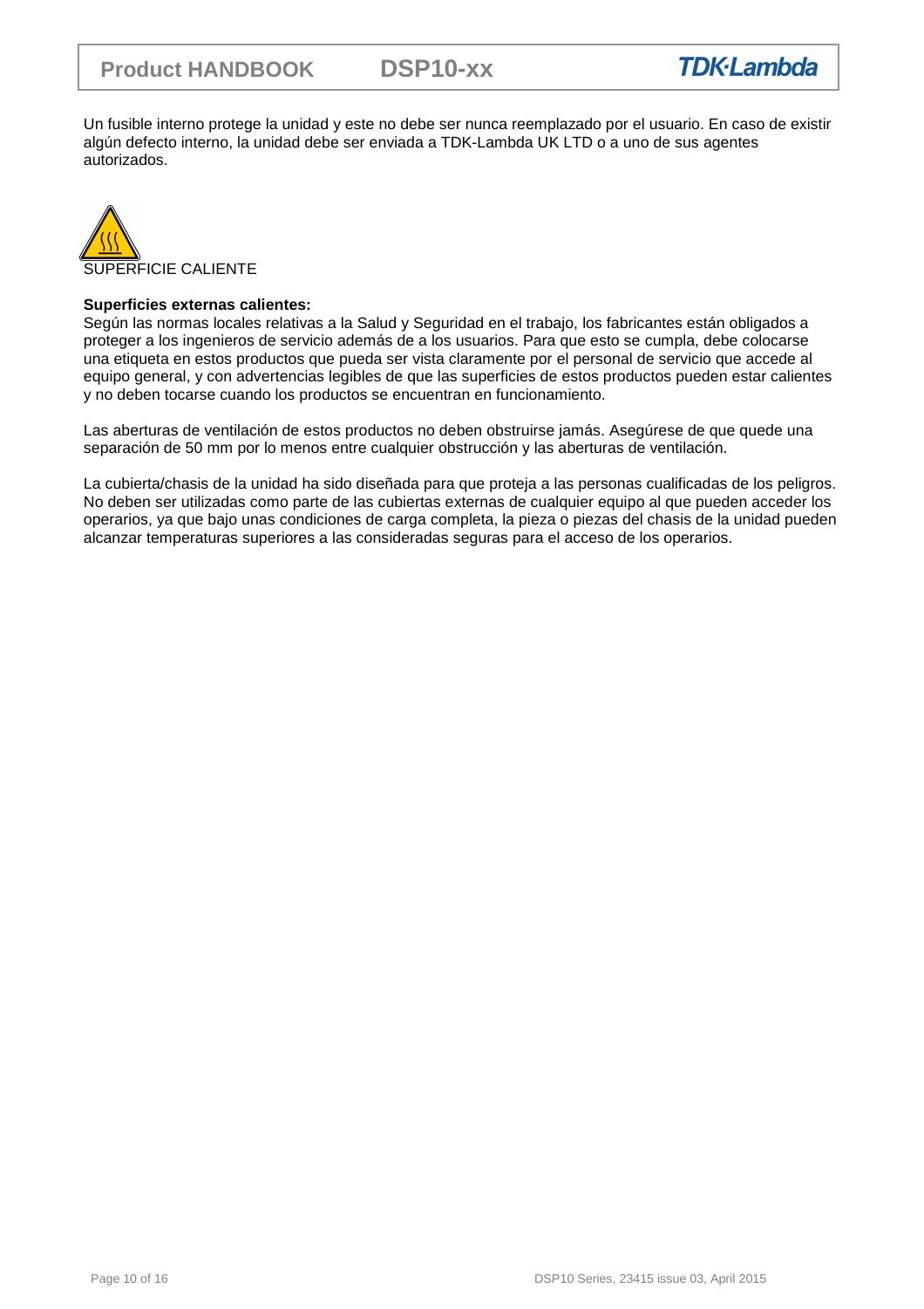Un fusible interno protege la unidad y este no debe ser nunca reemplazado por el usuario. En caso de existir algún defecto interno, la unidad debe ser enviada a TDK-Lambda UK LTD o a uno de sus agentes autorizados.

SUPERFICIE CALIENTE

**Superficies externas calientes:**
Según las normas locales relativas a la Salud y Seguridad en el trabajo, los fabricantes están obligados a proteger a los ingenieros de servicio además de a los usuarios. Para que esto se cumpla, debe colocarse una etiqueta en estos productos que pueda ser vista claramente por el personal de servicio que accede al equipo general, y con advertencias legibles de que las superficies de estos productos pueden estar calientes y no deben tocarse cuando los productos se encuentran en funcionamiento.

Las aberturas de ventilación de estos productos no deben obstruirse jamás. Asegúrese de que quede una separación de 50 mm por lo menos entre cualquier obstrucción y las aberturas de ventilación.

La cubierta/chasis de la unidad ha sido diseñada para que proteja a las personas cualificadas de los peligros. No deben ser utilizadas como parte de las cubiertas externas de cualquier equipo al que pueden acceder los operarios, ya que bajo unas condiciones de carga completa, la pieza o piezas del chasis de la unidad pueden alcanzar temperaturas superiores a las consideradas seguras para el acceso de los operarios.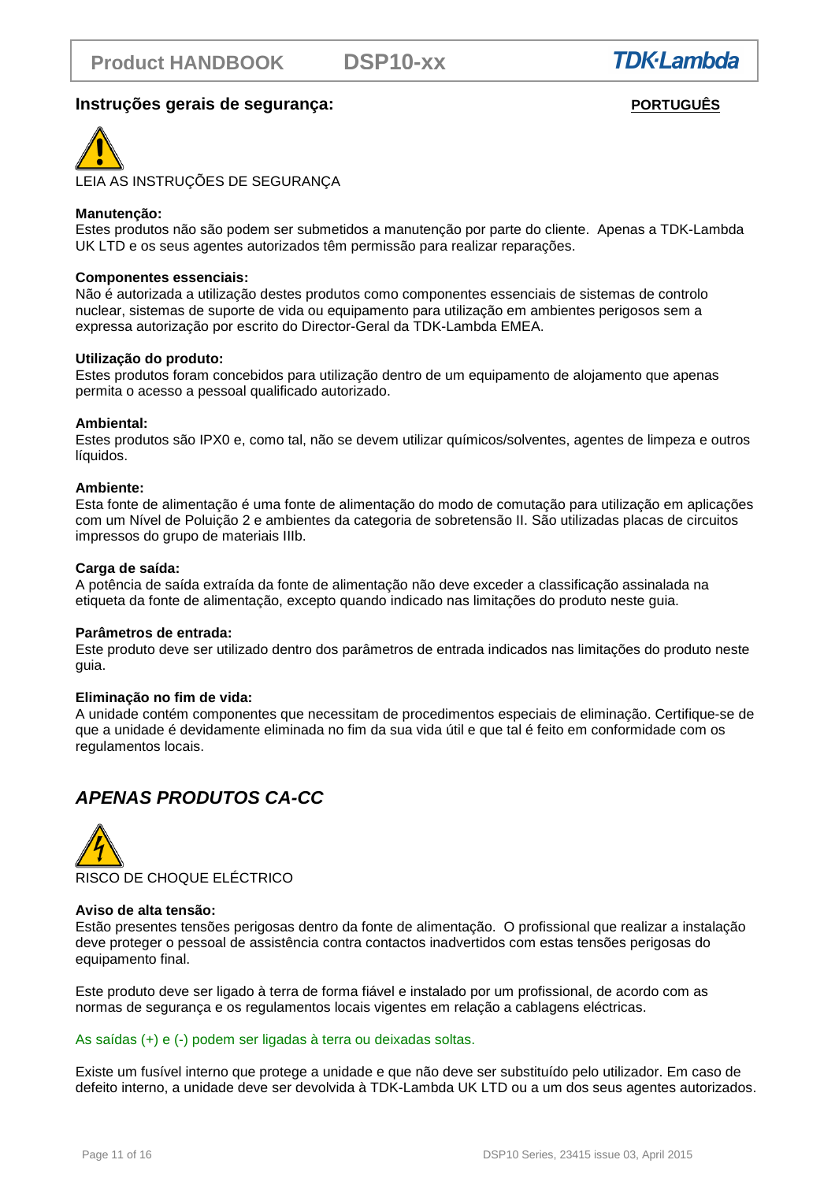## Instruções gerais de segurança:

**PORTUGUÊS**

LEIA AS INSTRUÇÕES DE SEGURANÇA

**Manutenção:**
Estes produtos não são podem ser submetidos a manutenção por parte do cliente. Apenas a TDK-Lambda UK LTD e os seus agentes autorizados têm permissão para realizar reparações.

**Componentes essenciais:**
Não é autorizada a utilização destes produtos como componentes essenciais de sistemas de controlo nuclear, sistemas de suporte de vida ou equipamento para utilização em ambientes perigosos sem a expressa autorização por escrito do Director-Geral da TDK-Lambda EMEA.

**Utilização do produto:**
Estes produtos foram concebidos para utilização dentro de um equipamento de alojamento que apenas permita o acesso a pessoal qualificado autorizado.

**Ambiental:**
Estes produtos são IPX0 e, como tal, não se devem utilizar químicos/solventes, agentes de limpeza e outros líquidos.

**Ambiente:**
Esta fonte de alimentação é uma fonte de alimentação do modo de comutação para utilização em aplicações com um Nível de Poluição 2 e ambientes da categoria de sobretensão II. São utilizadas placas de circuitos impressos do grupo de materiais IIIb.

**Carga de saída:**
A potência de saída extraída da fonte de alimentação não deve exceder a classificação assinalada na etiqueta da fonte de alimentação, excepto quando indicado nas limitações do produto neste guia.

**Parâmetros de entrada:**
Este produto deve ser utilizado dentro dos parâmetros de entrada indicados nas limitações do produto neste guia.

**Eliminação no fim de vida:**
A unidade contém componentes que necessitam de procedimentos especiais de eliminação. Certifique-se de que a unidade é devidamente eliminada no fim da sua vida útil e que tal é feito em conformidade com os regulamentos locais.

## *APENAS PRODUTOS CA-CC*

RISCO DE CHOQUE ELÉCTRICO

**Aviso de alta tensão:**
Estão presentes tensões perigosas dentro da fonte de alimentação. O profissional que realizar a instalação deve proteger o pessoal de assistência contra contactos inadvertidos com estas tensões perigosas do equipamento final.

Este produto deve ser ligado à terra de forma fiável e instalado por um profissional, de acordo com as normas de segurança e os regulamentos locais vigentes em relação a cablagens eléctricas.

As saídas (+) e (-) podem ser ligadas à terra ou deixadas soltas.

Existe um fusível interno que protege a unidade e que não deve ser substituído pelo utilizador. Em caso de defeito interno, a unidade deve ser devolvida à TDK-Lambda UK LTD ou a um dos seus agentes autorizados.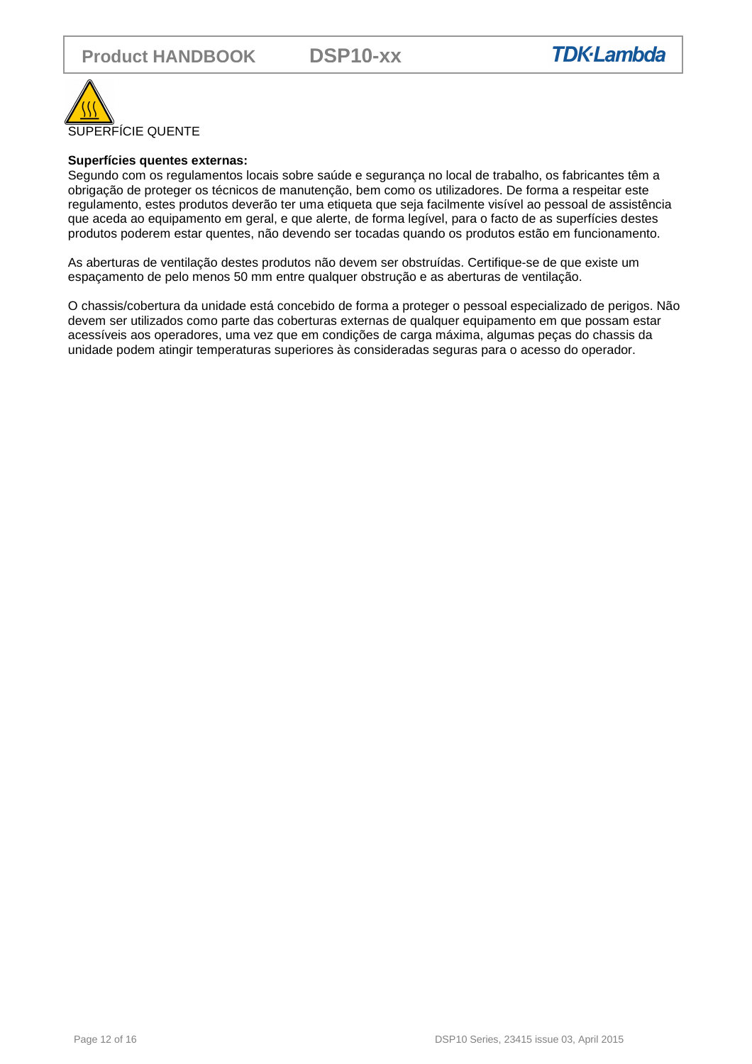SUPERFÍCIE QUENTE

**Superfícies quentes externas:**
Segundo com os regulamentos locais sobre saúde e segurança no local de trabalho, os fabricantes têm a obrigação de proteger os técnicos de manutenção, bem como os utilizadores. De forma a respeitar este regulamento, estes produtos deverão ter uma etiqueta que seja facilmente visível ao pessoal de assistência que aceda ao equipamento em geral, e que alerte, de forma legível, para o facto de as superfícies destes produtos poderem estar quentes, não devendo ser tocadas quando os produtos estão em funcionamento.

As aberturas de ventilação destes produtos não devem ser obstruídas. Certifique-se de que existe um espaçamento de pelo menos 50 mm entre qualquer obstrução e as aberturas de ventilação.

O chassis/cobertura da unidade está concebido de forma a proteger o pessoal especializado de perigos. Não devem ser utilizados como parte das coberturas externas de qualquer equipamento em que possam estar acessíveis aos operadores, uma vez que em condições de carga máxima, algumas peças do chassis da unidade podem atingir temperaturas superiores às consideradas seguras para o acesso do operador.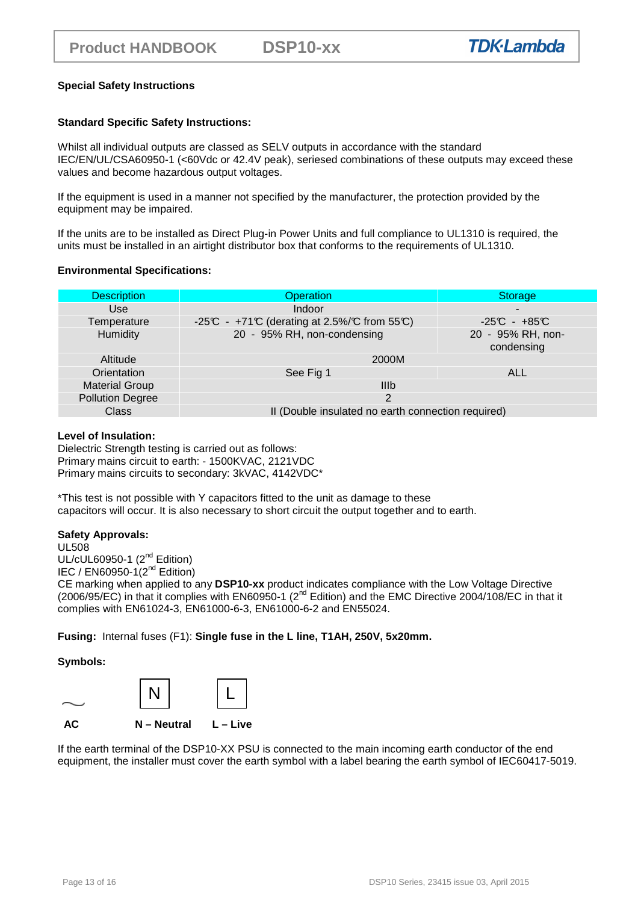### Special Safety Instructions

### Standard Specific Safety Instructions:

Whilst all individual outputs are classed as SELV outputs in accordance with the standard IEC/EN/UL/CSA60950-1 (<60Vdc or 42.4V peak), seriesed combinations of these outputs may exceed these values and become hazardous output voltages.

If the equipment is used in a manner not specified by the manufacturer, the protection provided by the equipment may be impaired.

If the units are to be installed as Direct Plug-in Power Units and full compliance to UL1310 is required, the units must be installed in an airtight distributor box that conforms to the requirements of UL1310.

### Environmental Specifications:

| Description | Operation | Storage |
|---|---|---|
| Use | Indoor | - |
| Temperature | -25℃ - +71℃ (derating at 2.5%/℃ from 55℃) | -25℃ - +85℃ |
| Humidity | 20 - 95% RH, non-condensing | 20 - 95% RH, non-condensing |
| Altitude | 2000M | |
| Orientation | See Fig 1 | ALL |
| Material Group | IIIb | |
| Pollution Degree | 2 | |
| Class | II (Double insulated no earth connection required) | |

**Level of Insulation:**
Dielectric Strength testing is carried out as follows:
Primary mains circuit to earth: - 1500KVAC, 2121VDC
Primary mains circuits to secondary: 3kVAC, 4142VDC*

*This test is not possible with Y capacitors fitted to the unit as damage to these capacitors will occur. It is also necessary to short circuit the output together and to earth.

**Safety Approvals:**
UL508
UL/cUL60950-1 (2nd Edition)
IEC / EN60950-1(2nd Edition)
CE marking when applied to any **DSP10-xx** product indicates compliance with the Low Voltage Directive (2006/95/EC) in that it complies with EN60950-1 (2nd Edition) and the EMC Directive 2004/108/EC in that it complies with EN61024-3, EN61000-6-3, EN61000-6-2 and EN55024.

**Fusing:** Internal fuses (F1): **Single fuse in the L line, T1AH, 250V, 5x20mm.**

**Symbols:**

~ **AC** | N **N – Neutral** | L **L – Live**

If the earth terminal of the DSP10-XX PSU is connected to the main incoming earth conductor of the end equipment, the installer must cover the earth symbol with a label bearing the earth symbol of IEC60417-5019.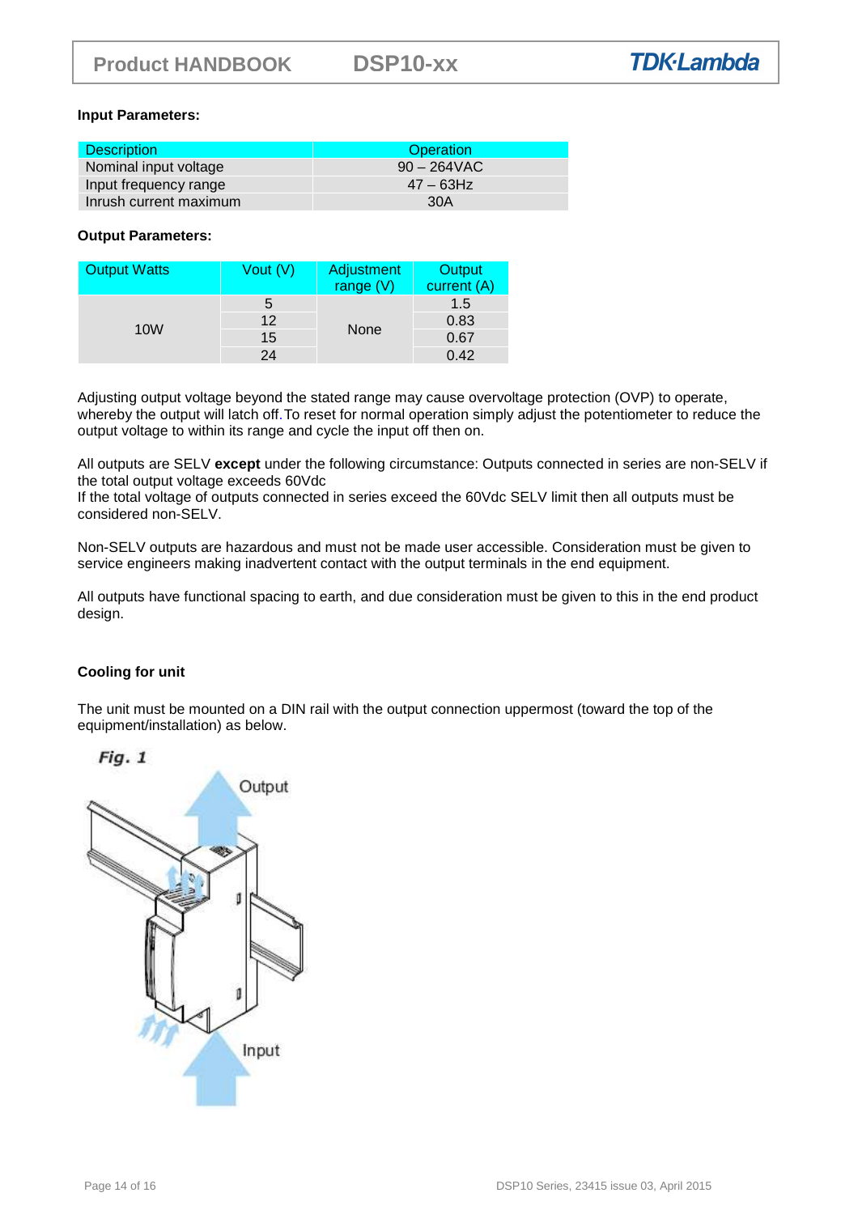**Input Parameters:**

| Description | Operation |
| --- | --- |
| Nominal input voltage | 90 – 264VAC |
| Input frequency range | 47 – 63Hz |
| Inrush current maximum | 30A |

**Output Parameters:**

| Output Watts | Vout (V) | Adjustment range (V) | Output current (A) |
| --- | --- | --- | --- |
| 10W | 5 | None | 1.5 |
| | 12 | | 0.83 |
| | 15 | | 0.67 |
| | 24 | | 0.42 |

Adjusting output voltage beyond the stated range may cause overvoltage protection (OVP) to operate, whereby the output will latch off.To reset for normal operation simply adjust the potentiometer to reduce the output voltage to within its range and cycle the input off then on.

All outputs are SELV **except** under the following circumstance: Outputs connected in series are non-SELV if the total output voltage exceeds 60Vdc
If the total voltage of outputs connected in series exceed the 60Vdc SELV limit then all outputs must be considered non-SELV.

Non-SELV outputs are hazardous and must not be made user accessible. Consideration must be given to service engineers making inadvertent contact with the output terminals in the end equipment.

All outputs have functional spacing to earth, and due consideration must be given to this in the end product design.

**Cooling for unit**

The unit must be mounted on a DIN rail with the output connection uppermost (toward the top of the equipment/installation) as below.

*Fig. 1*

Output

Input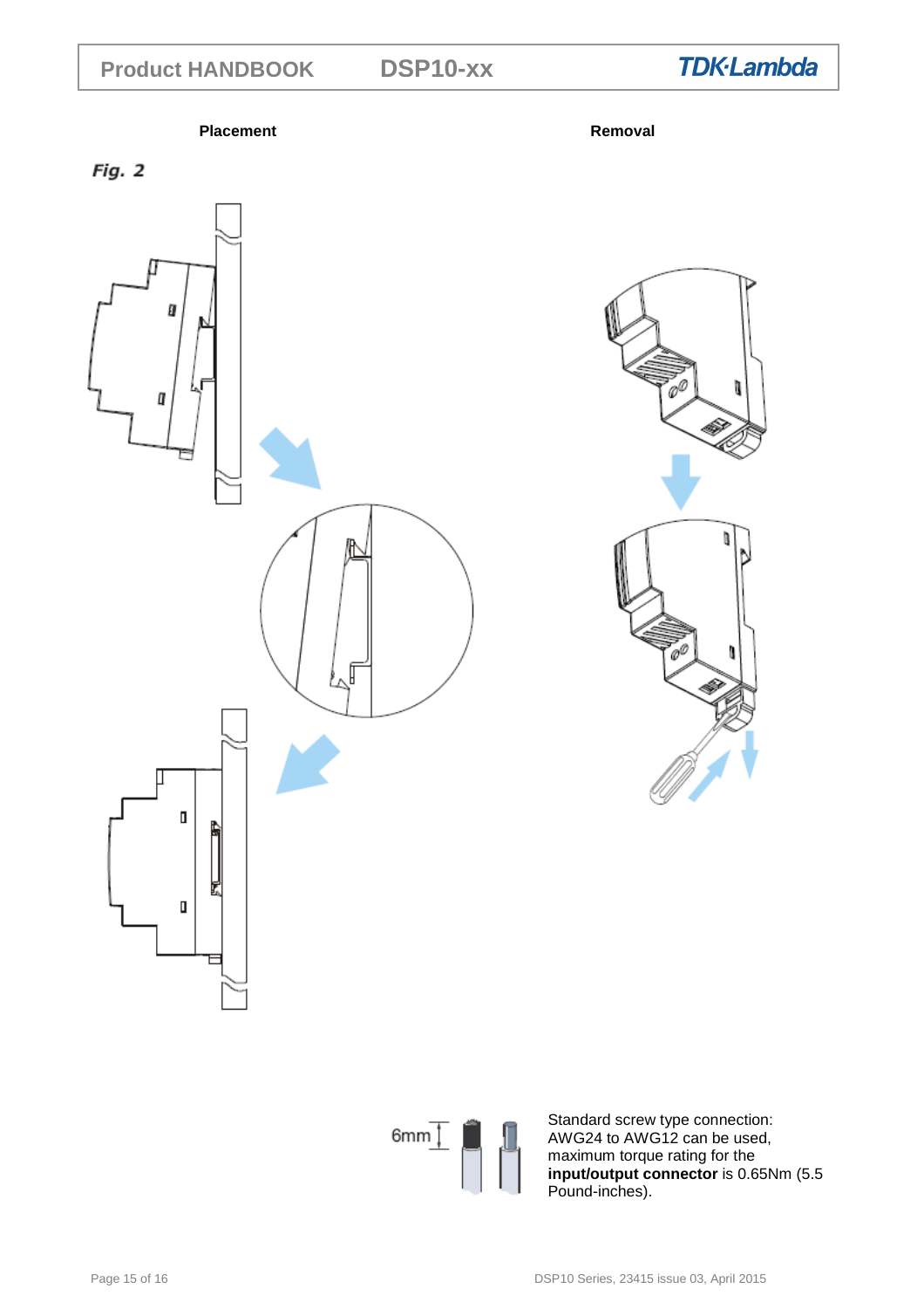**Placement** **Removal**

*Fig. 2*

6mm

Standard screw type connection: AWG24 to AWG12 can be used, maximum torque rating for the **input/output connector** is 0.65Nm (5.5 Pound-inches).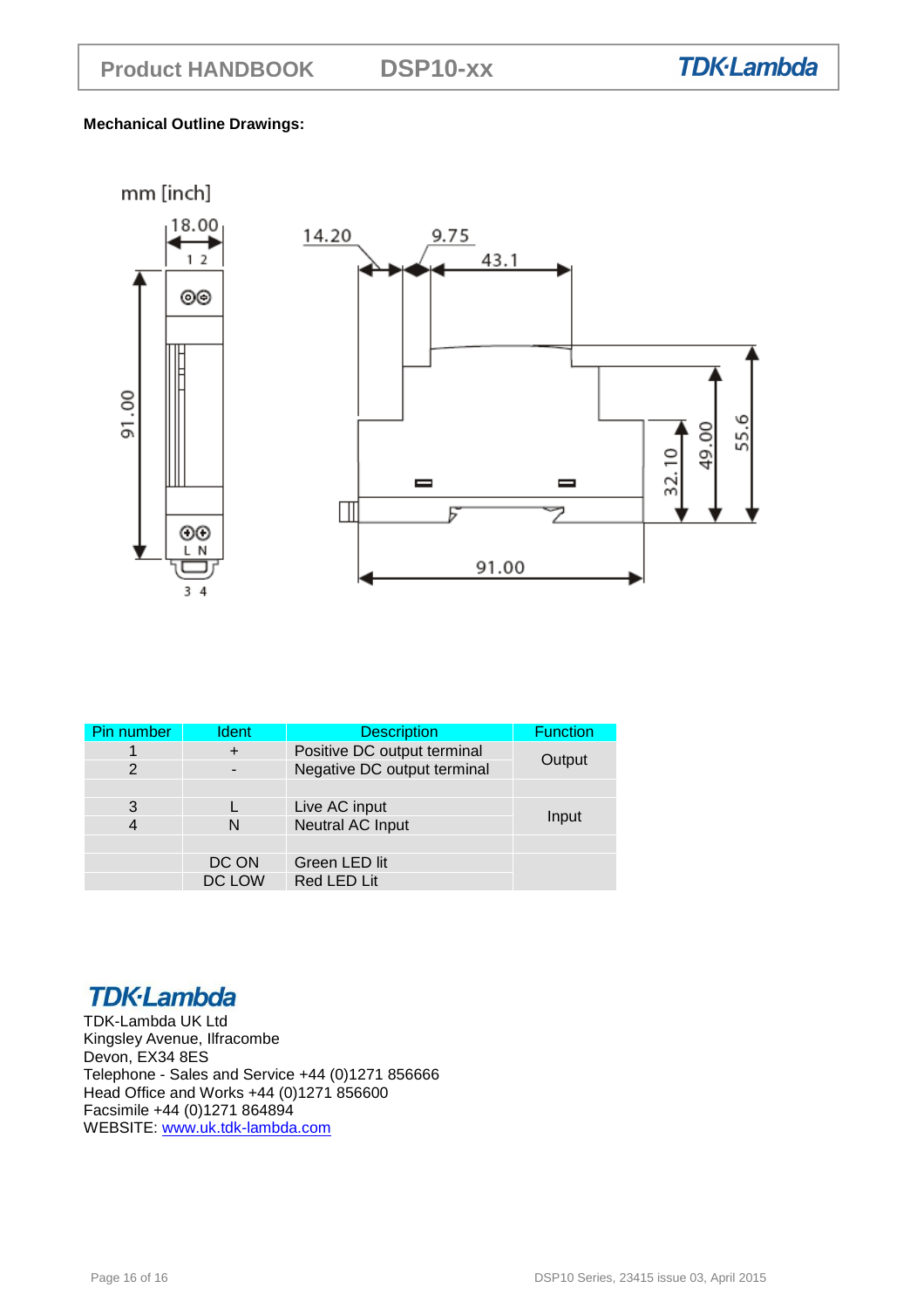**Mechanical Outline Drawings:**

mm [inch]

18.00

1 2

91.00

L N

3 4

14.20

9.75

43.1

32.10

49.00

55.6

91.00

| Pin number | Ident | Description | Function |
|---|---|---|---|
| 1 | + | Positive DC output terminal | Output |
| 2 | - | Negative DC output terminal | |
| | | | |
| 3 | L | Live AC input | Input |
| 4 | N | Neutral AC Input | |
| | | | |
| | DC ON | Green LED lit | |
| | DC LOW | Red LED Lit | |

**TDK·Lambda**

TDK-Lambda UK Ltd
Kingsley Avenue, Ilfracombe
Devon, EX34 8ES
Telephone - Sales and Service +44 (0)1271 856666
Head Office and Works +44 (0)1271 856600
Facsimile +44 (0)1271 864894
WEBSITE: www.uk.tdk-lambda.com